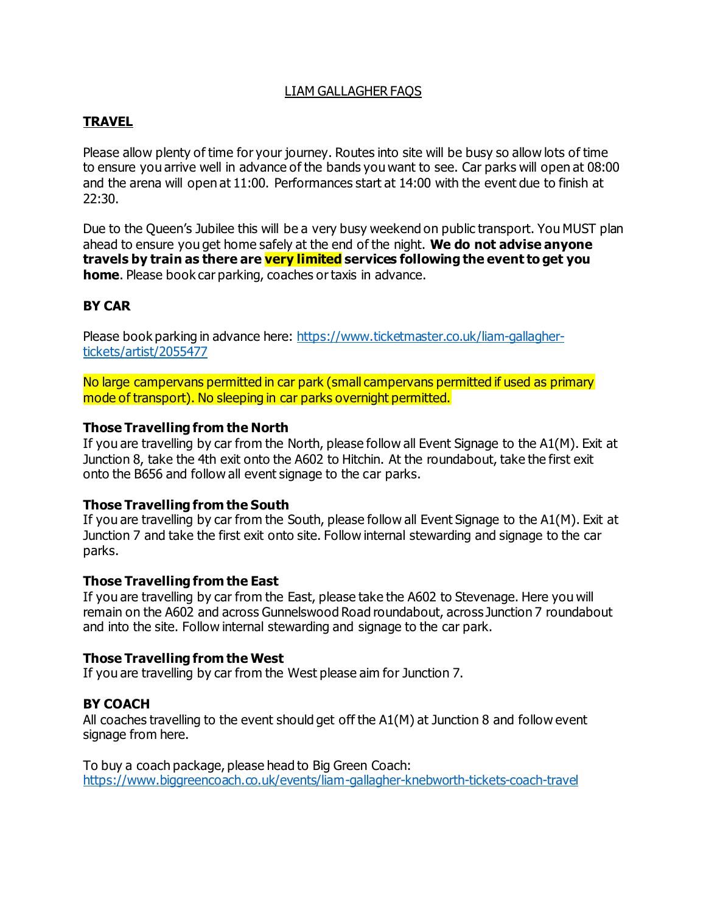# LIAM GALLAGHER FAQS

## TRAVEL

Please allow plenty of time for your journey. Routes into site will be busy so allow lots of time to ensure you arrive well in advance of the bands you want to see. Car parks will open at 08:00 and the arena will open at 11:00. Performances start at 14:00 with the event due to finish at 22:30.

Due to the Queen's Jubilee this will be a very busy weekend on public transport. You MUST plan ahead to ensure you get home safely at the end of the night. **We do not advise anyone travels by train as there are very limited services following the event to get you home**. Please book car parking, coaches or taxis in advance.

### BY CAR

Please book parking in advance here: https://www.ticketmaster.co.uk/liam-gallagher-tickets/artist/2055477

No large campervans permitted in car park (small campervans permitted if used as primary mode of transport). No sleeping in car parks overnight permitted.

**Those Travelling from the North**
If you are travelling by car from the North, please follow all Event Signage to the A1(M). Exit at Junction 8, take the 4th exit onto the A602 to Hitchin. At the roundabout, take the first exit onto the B656 and follow all event signage to the car parks.

**Those Travelling from the South**
If you are travelling by car from the South, please follow all Event Signage to the A1(M). Exit at Junction 7 and take the first exit onto site. Follow internal stewarding and signage to the car parks.

**Those Travelling from the East**
If you are travelling by car from the East, please take the A602 to Stevenage. Here you will remain on the A602 and across Gunnelswood Road roundabout, across Junction 7 roundabout and into the site. Follow internal stewarding and signage to the car park.

**Those Travelling from the West**
If you are travelling by car from the West please aim for Junction 7.

### BY COACH

All coaches travelling to the event should get off the A1(M) at Junction 8 and follow event signage from here.

To buy a coach package, please head to Big Green Coach:
https://www.biggreencoach.co.uk/events/liam-gallagher-knebworth-tickets-coach-travel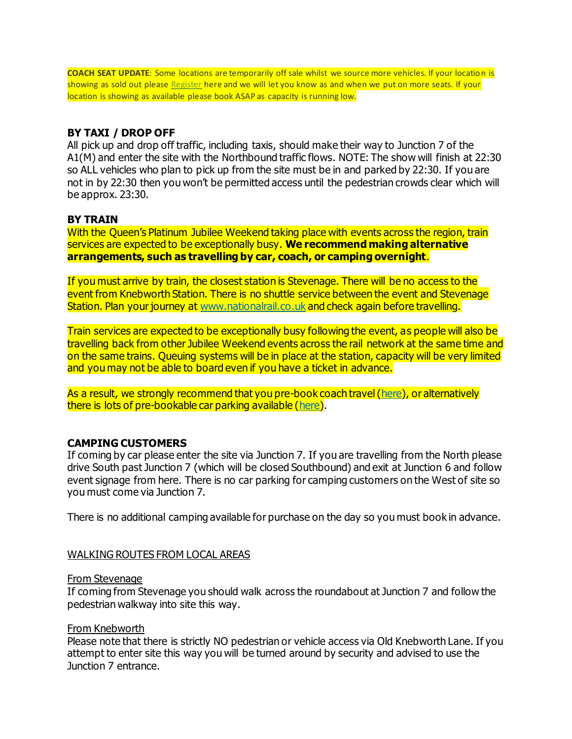**COACH SEAT UPDATE**: Some locations are temporarily off sale whilst we source more vehicles. If your location is showing as sold out please Register here and we will let you know as and when we put on more seats. If your location is showing as available please book ASAP as capacity is running low.

## BY TAXI / DROP OFF

All pick up and drop off traffic, including taxis, should make their way to Junction 7 of the A1(M) and enter the site with the Northbound traffic flows. NOTE: The show will finish at 22:30 so ALL vehicles who plan to pick up from the site must be in and parked by 22:30. If you are not in by 22:30 then you won't be permitted access until the pedestrian crowds clear which will be approx. 23:30.

## BY TRAIN

With the Queen's Platinum Jubilee Weekend taking place with events across the region, train services are expected to be exceptionally busy. **We recommend making alternative arrangements, such as travelling by car, coach, or camping overnight**.

If you must arrive by train, the closest station is Stevenage. There will be no access to the event from Knebworth Station. There is no shuttle service between the event and Stevenage Station. Plan your journey at www.nationalrail.co.uk and check again before travelling.

Train services are expected to be exceptionally busy following the event, as people will also be travelling back from other Jubilee Weekend events across the rail network at the same time and on the same trains. Queuing systems will be in place at the station, capacity will be very limited and you may not be able to board even if you have a ticket in advance.

As a result, we strongly recommend that you pre-book coach travel (here), or alternatively there is lots of pre-bookable car parking available (here).

## CAMPING CUSTOMERS

If coming by car please enter the site via Junction 7. If you are travelling from the North please drive South past Junction 7 (which will be closed Southbound) and exit at Junction 6 and follow event signage from here. There is no car parking for camping customers on the West of site so you must come via Junction 7.

There is no additional camping available for purchase on the day so you must book in advance.

### WALKING ROUTES FROM LOCAL AREAS

#### From Stevenage

If coming from Stevenage you should walk across the roundabout at Junction 7 and follow the pedestrian walkway into site this way.

#### From Knebworth

Please note that there is strictly NO pedestrian or vehicle access via Old Knebworth Lane. If you attempt to enter site this way you will be turned around by security and advised to use the Junction 7 entrance.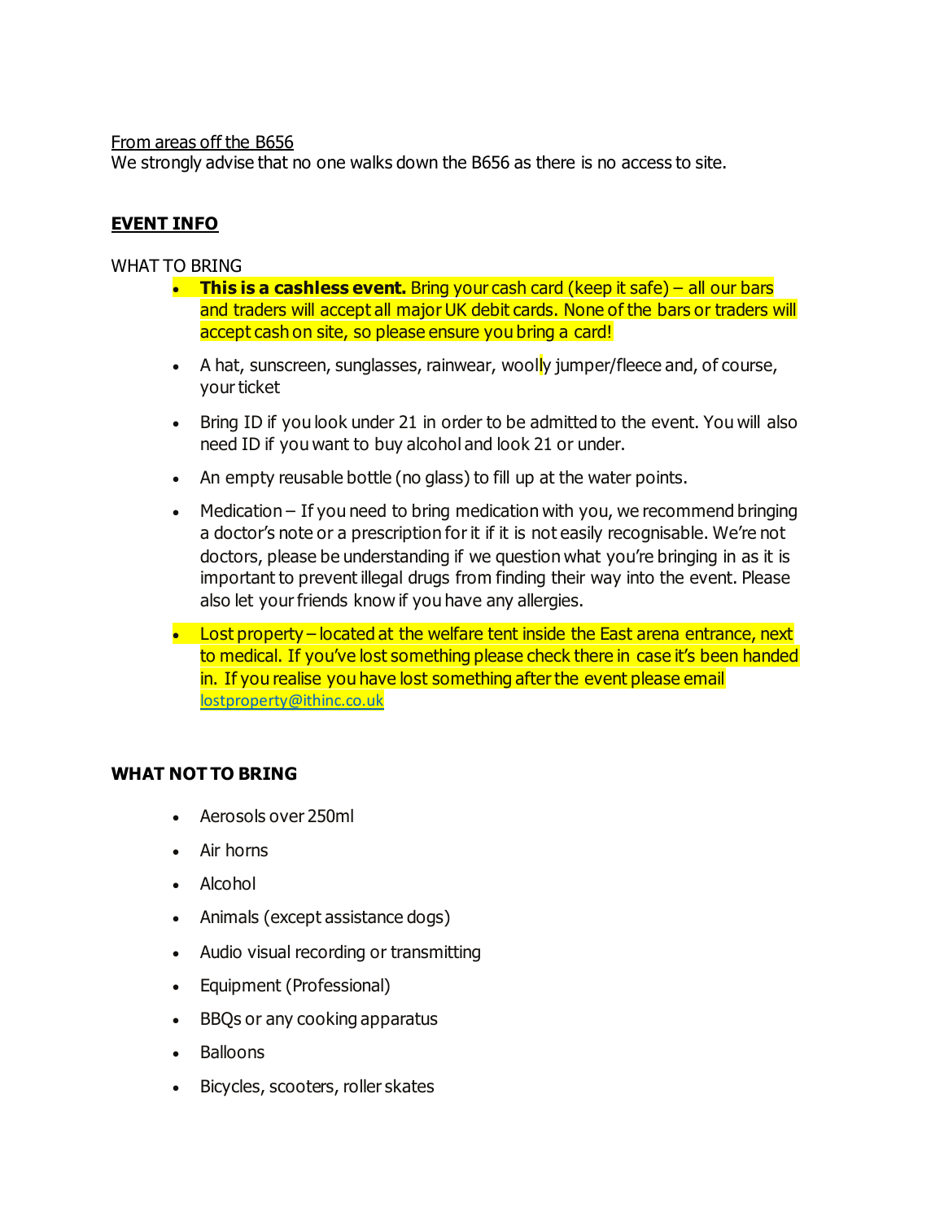From areas off the B656

We strongly advise that no one walks down the B656 as there is no access to site.

## EVENT INFO

WHAT TO BRING

- **This is a cashless event.** Bring your cash card (keep it safe) – all our bars and traders will accept all major UK debit cards. None of the bars or traders will accept cash on site, so please ensure you bring a card!
- A hat, sunscreen, sunglasses, rainwear, woolly jumper/fleece and, of course, your ticket
- Bring ID if you look under 21 in order to be admitted to the event. You will also need ID if you want to buy alcohol and look 21 or under.
- An empty reusable bottle (no glass) to fill up at the water points.
- Medication – If you need to bring medication with you, we recommend bringing a doctor's note or a prescription for it if it is not easily recognisable. We're not doctors, please be understanding if we question what you're bringing in as it is important to prevent illegal drugs from finding their way into the event. Please also let your friends know if you have any allergies.
- Lost property – located at the welfare tent inside the East arena entrance, next to medical. If you've lost something please check there in case it's been handed in. If you realise you have lost something after the event please email lostproperty@ithinc.co.uk

### WHAT NOT TO BRING

- Aerosols over 250ml
- Air horns
- Alcohol
- Animals (except assistance dogs)
- Audio visual recording or transmitting
- Equipment (Professional)
- BBQs or any cooking apparatus
- Balloons
- Bicycles, scooters, roller skates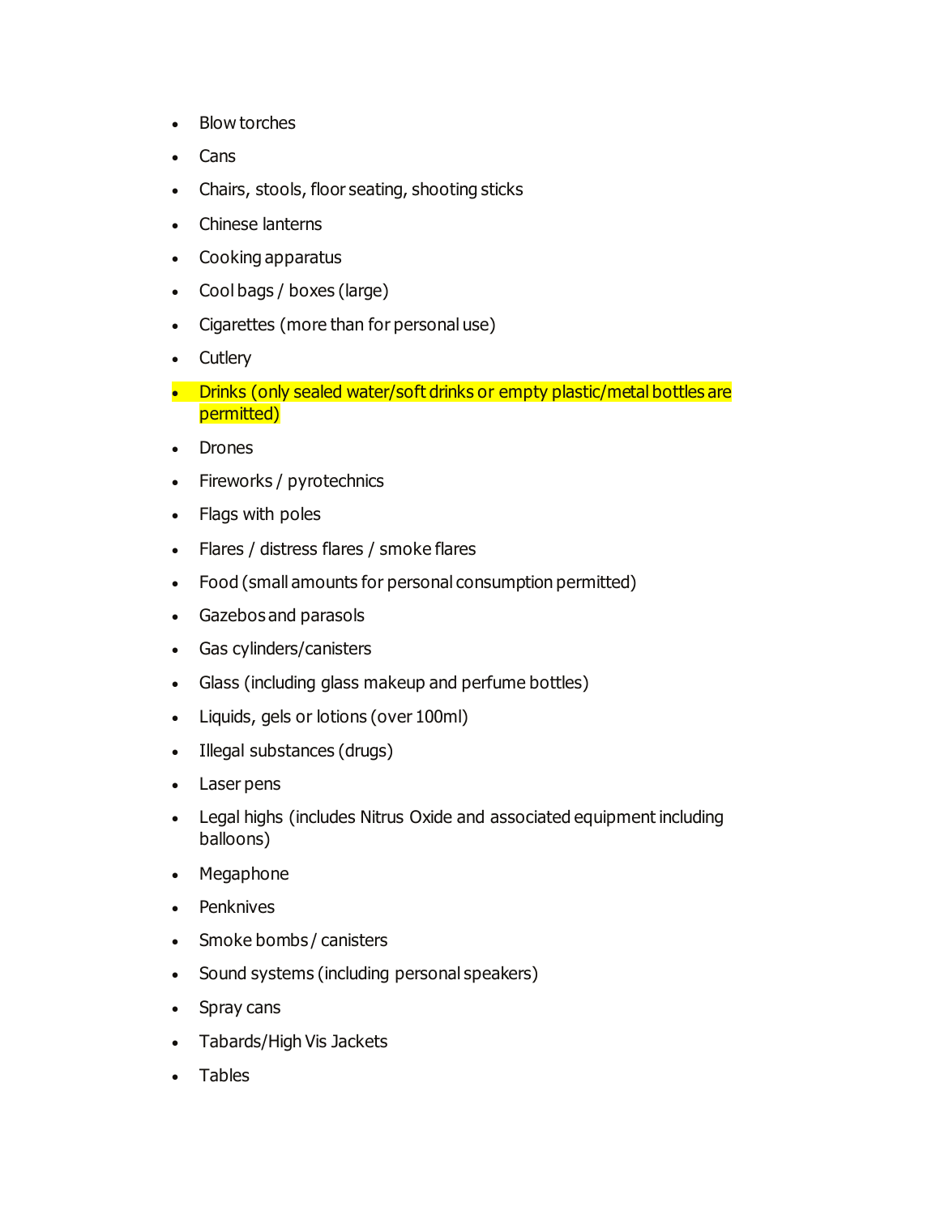- Blow torches
- Cans
- Chairs, stools, floor seating, shooting sticks
- Chinese lanterns
- Cooking apparatus
- Cool bags / boxes (large)
- Cigarettes (more than for personal use)
- Cutlery
- Drinks (only sealed water/soft drinks or empty plastic/metal bottles are permitted)
- Drones
- Fireworks / pyrotechnics
- Flags with poles
- Flares / distress flares / smoke flares
- Food (small amounts for personal consumption permitted)
- Gazebos and parasols
- Gas cylinders/canisters
- Glass (including glass makeup and perfume bottles)
- Liquids, gels or lotions (over 100ml)
- Illegal substances (drugs)
- Laser pens
- Legal highs (includes Nitrus Oxide and associated equipment including balloons)
- Megaphone
- Penknives
- Smoke bombs / canisters
- Sound systems (including personal speakers)
- Spray cans
- Tabards/High Vis Jackets
- Tables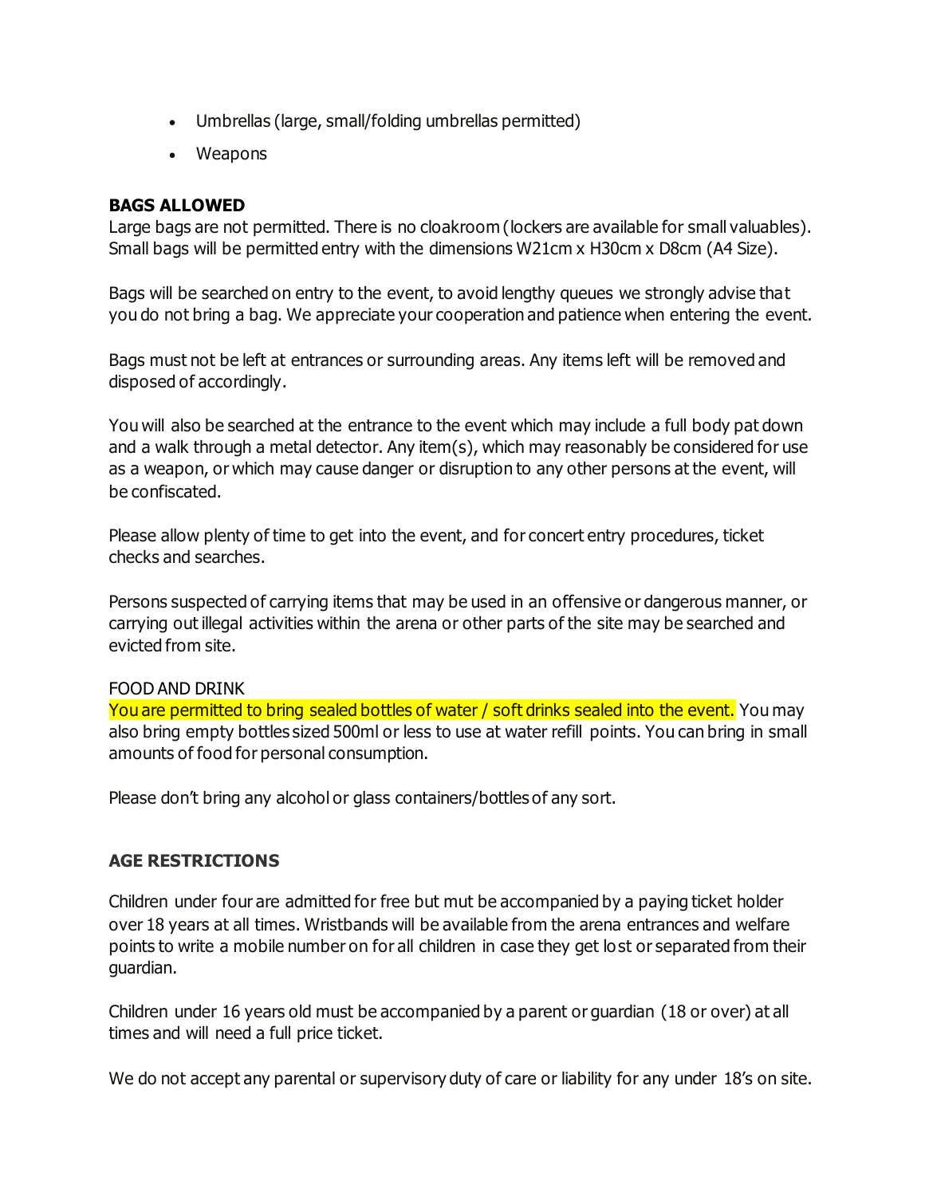- Umbrellas (large, small/folding umbrellas permitted)
- Weapons

**BAGS ALLOWED**

Large bags are not permitted. There is no cloakroom (lockers are available for small valuables). Small bags will be permitted entry with the dimensions W21cm x H30cm x D8cm (A4 Size).

Bags will be searched on entry to the event, to avoid lengthy queues we strongly advise that you do not bring a bag. We appreciate your cooperation and patience when entering the event.

Bags must not be left at entrances or surrounding areas. Any items left will be removed and disposed of accordingly.

You will also be searched at the entrance to the event which may include a full body pat down and a walk through a metal detector. Any item(s), which may reasonably be considered for use as a weapon, or which may cause danger or disruption to any other persons at the event, will be confiscated.

Please allow plenty of time to get into the event, and for concert entry procedures, ticket checks and searches.

Persons suspected of carrying items that may be used in an offensive or dangerous manner, or carrying out illegal activities within the arena or other parts of the site may be searched and evicted from site.

FOOD AND DRINK

You are permitted to bring sealed bottles of water / soft drinks sealed into the event. You may also bring empty bottles sized 500ml or less to use at water refill points. You can bring in small amounts of food for personal consumption.

Please don't bring any alcohol or glass containers/bottles of any sort.

**AGE RESTRICTIONS**

Children under four are admitted for free but mut be accompanied by a paying ticket holder over 18 years at all times. Wristbands will be available from the arena entrances and welfare points to write a mobile number on for all children in case they get lost or separated from their guardian.

Children under 16 years old must be accompanied by a parent or guardian (18 or over) at all times and will need a full price ticket.

We do not accept any parental or supervisory duty of care or liability for any under 18's on site.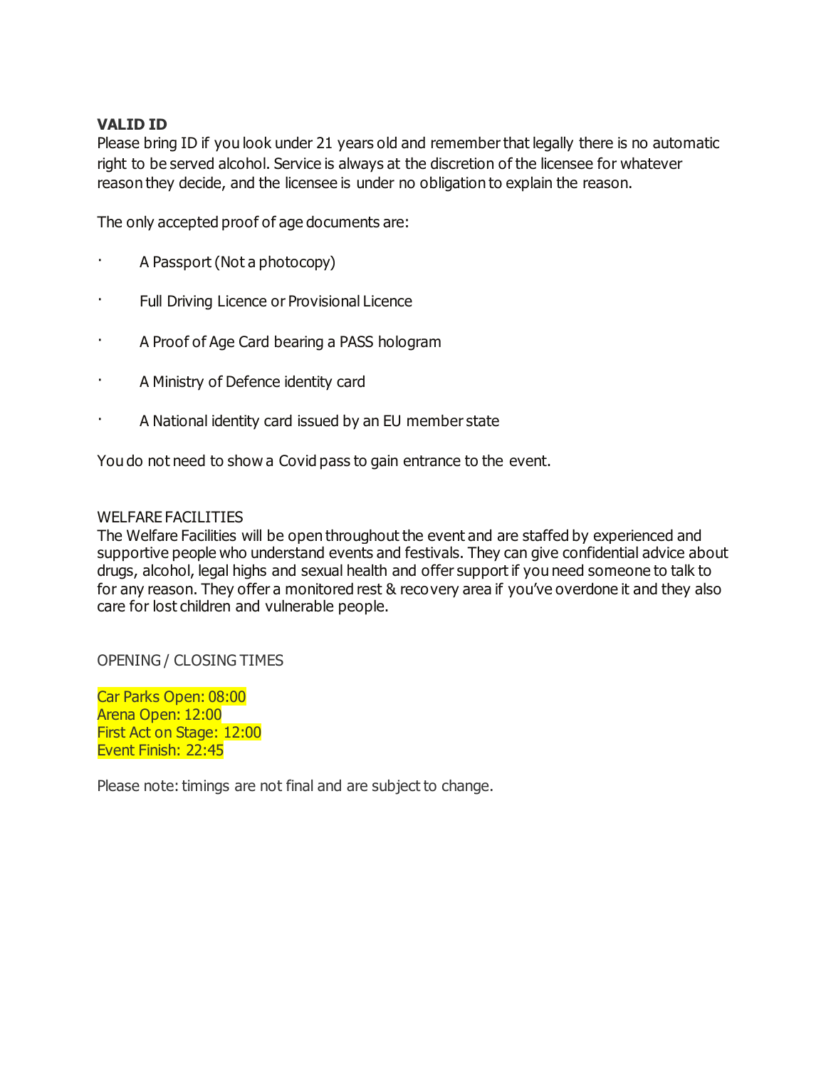## VALID ID

Please bring ID if you look under 21 years old and remember that legally there is no automatic right to be served alcohol. Service is always at the discretion of the licensee for whatever reason they decide, and the licensee is under no obligation to explain the reason.

The only accepted proof of age documents are:

- A Passport (Not a photocopy)
- Full Driving Licence or Provisional Licence
- A Proof of Age Card bearing a PASS hologram
- A Ministry of Defence identity card
- A National identity card issued by an EU member state

You do not need to show a Covid pass to gain entrance to the event.

## WELFARE FACILITIES

The Welfare Facilities will be open throughout the event and are staffed by experienced and supportive people who understand events and festivals. They can give confidential advice about drugs, alcohol, legal highs and sexual health and offer support if you need someone to talk to for any reason. They offer a monitored rest & recovery area if you've overdone it and they also care for lost children and vulnerable people.

## OPENING / CLOSING TIMES

Car Parks Open: 08:00
Arena Open: 12:00
First Act on Stage: 12:00
Event Finish: 22:45

Please note: timings are not final and are subject to change.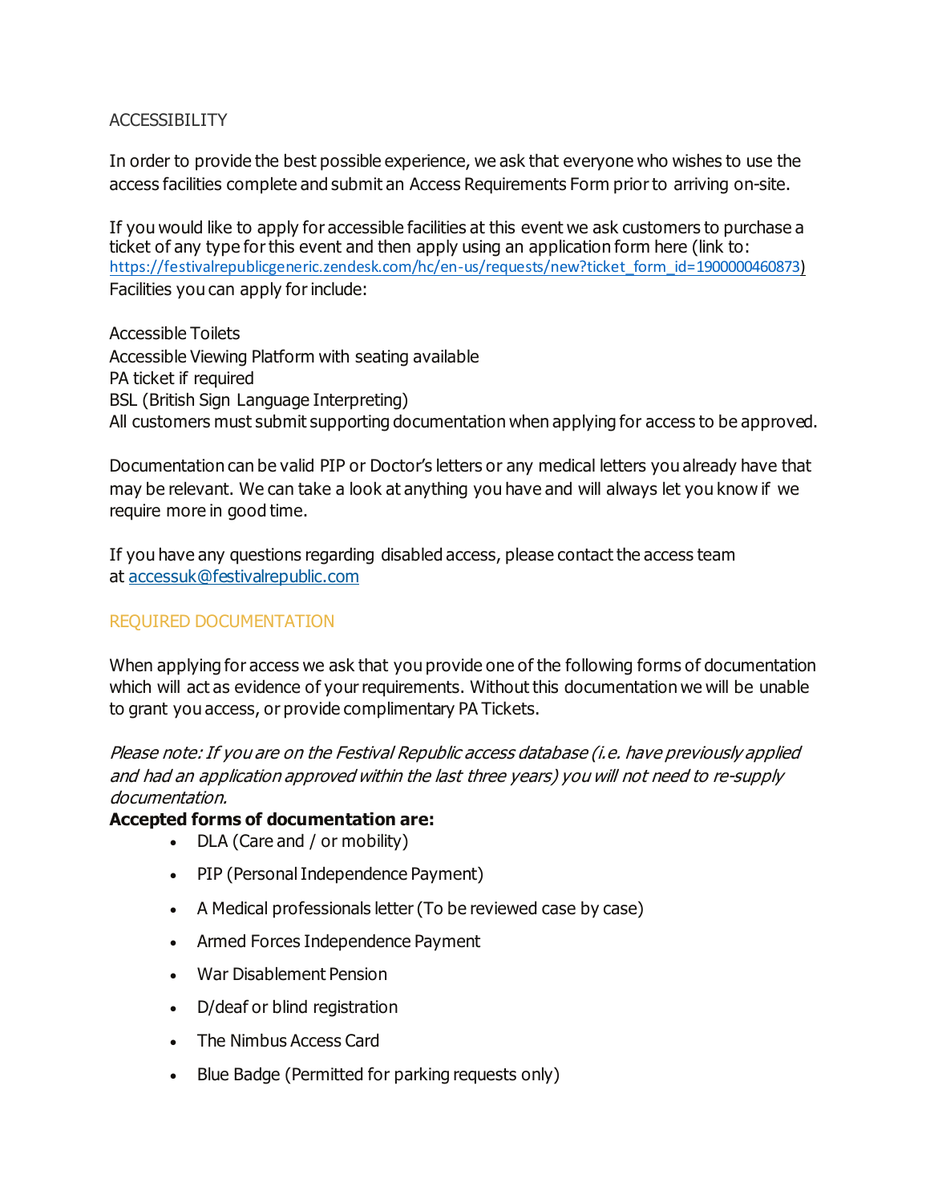## ACCESSIBILITY

In order to provide the best possible experience, we ask that everyone who wishes to use the access facilities complete and submit an Access Requirements Form prior to arriving on-site.

If you would like to apply for accessible facilities at this event we ask customers to purchase a ticket of any type for this event and then apply using an application form here (link to: https://festivalrepublicgeneric.zendesk.com/hc/en-us/requests/new?ticket_form_id=1900000460873)
Facilities you can apply for include:

Accessible Toilets
Accessible Viewing Platform with seating available
PA ticket if required
BSL (British Sign Language Interpreting)
All customers must submit supporting documentation when applying for access to be approved.

Documentation can be valid PIP or Doctor's letters or any medical letters you already have that may be relevant. We can take a look at anything you have and will always let you know if we require more in good time.

If you have any questions regarding disabled access, please contact the access team at accessuk@festivalrepublic.com

## REQUIRED DOCUMENTATION

When applying for access we ask that you provide one of the following forms of documentation which will act as evidence of your requirements. Without this documentation we will be unable to grant you access, or provide complimentary PA Tickets.

*Please note: If you are on the Festival Republic access database (i.e. have previously applied and had an application approved within the last three years) you will not need to re-supply documentation.*

**Accepted forms of documentation are:**

- DLA (Care and / or mobility)
- PIP (Personal Independence Payment)
- A Medical professionals letter (To be reviewed case by case)
- Armed Forces Independence Payment
- War Disablement Pension
- D/deaf or blind registration
- The Nimbus Access Card
- Blue Badge (Permitted for parking requests only)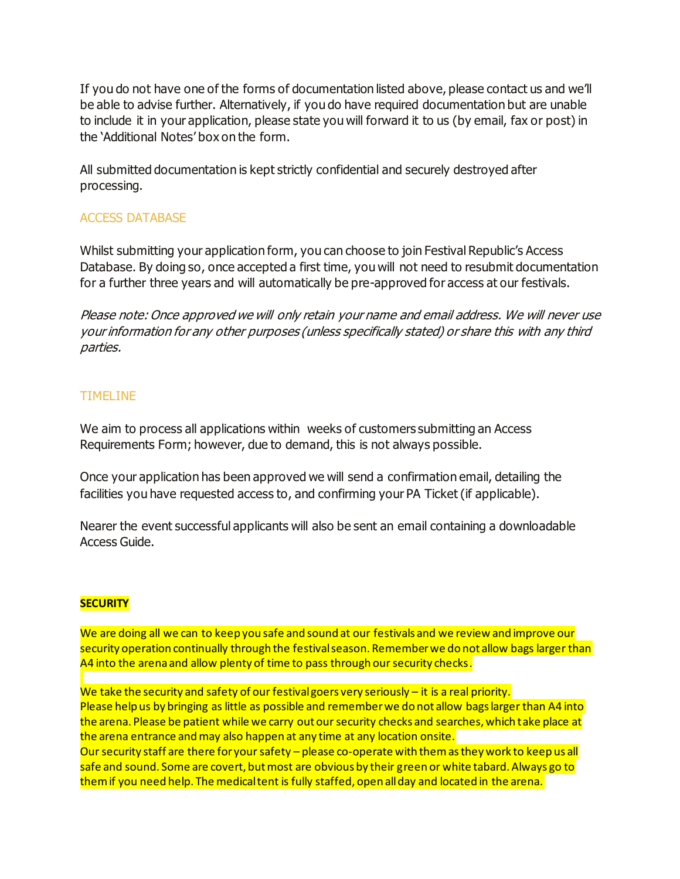If you do not have one of the forms of documentation listed above, please contact us and we'll be able to advise further. Alternatively, if you do have required documentation but are unable to include it in your application, please state you will forward it to us (by email, fax or post) in the 'Additional Notes' box on the form.

All submitted documentation is kept strictly confidential and securely destroyed after processing.

## ACCESS DATABASE

Whilst submitting your application form, you can choose to join Festival Republic's Access Database. By doing so, once accepted a first time, you will not need to resubmit documentation for a further three years and will automatically be pre-approved for access at our festivals.

*Please note: Once approved we will only retain your name and email address. We will never use your information for any other purposes (unless specifically stated) or share this with any third parties.*

## TIMELINE

We aim to process all applications within  weeks of customers submitting an Access Requirements Form; however, due to demand, this is not always possible.

Once your application has been approved we will send a confirmation email, detailing the facilities you have requested access to, and confirming your PA Ticket (if applicable).

Nearer the event successful applicants will also be sent an email containing a downloadable Access Guide.

## SECURITY

We are doing all we can to keep you safe and sound at our festivals and we review and improve our security operation continually through the festival season. Remember we do not allow bags larger than A4 into the arena and allow plenty of time to pass through our security checks.

We take the security and safety of our festival goers very seriously – it is a real priority. Please help us by bringing as little as possible and remember we do not allow bags larger than A4 into the arena. Please be patient while we carry out our security checks and searches, which take place at the arena entrance and may also happen at any time at any location onsite.
Our security staff are there for your safety – please co-operate with them as they work to keep us all safe and sound. Some are covert, but most are obvious by their green or white tabard. Always go to them if you need help. The medical tent is fully staffed, open all day and located in the arena.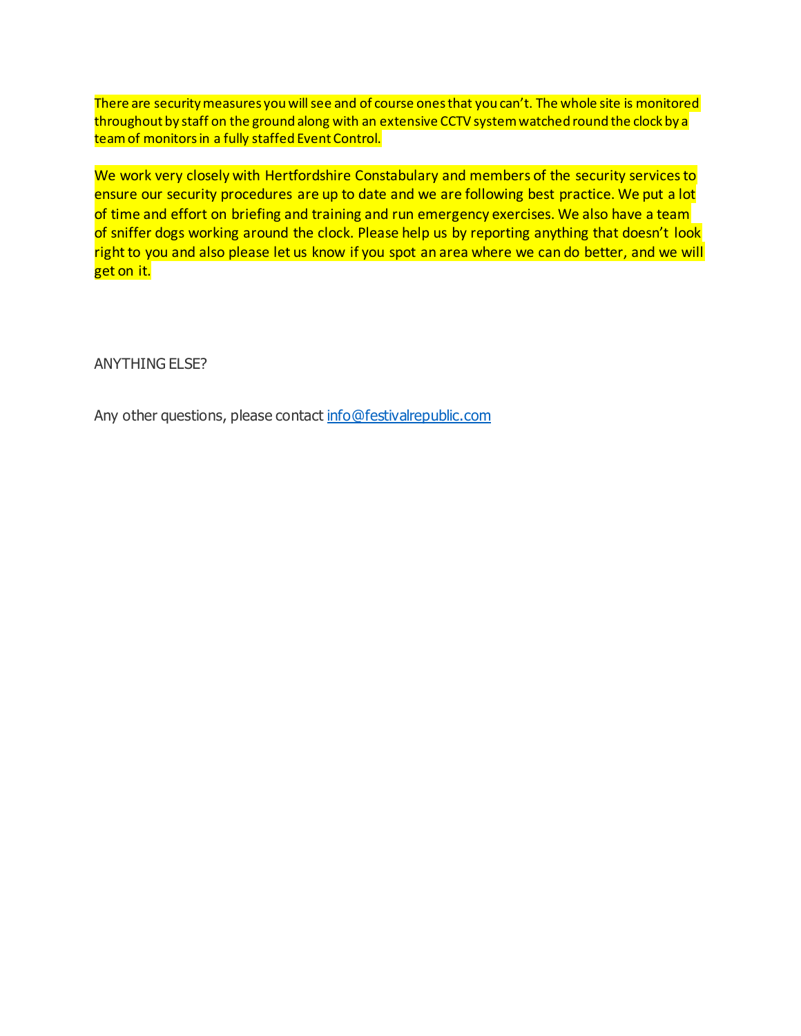There are security measures you will see and of course ones that you can't. The whole site is monitored throughout by staff on the ground along with an extensive CCTV system watched round the clock by a team of monitors in a fully staffed Event Control.

We work very closely with Hertfordshire Constabulary and members of the security services to ensure our security procedures are up to date and we are following best practice. We put a lot of time and effort on briefing and training and run emergency exercises. We also have a team of sniffer dogs working around the clock. Please help us by reporting anything that doesn't look right to you and also please let us know if you spot an area where we can do better, and we will get on it.

## ANYTHING ELSE?

Any other questions, please contact info@festivalrepublic.com